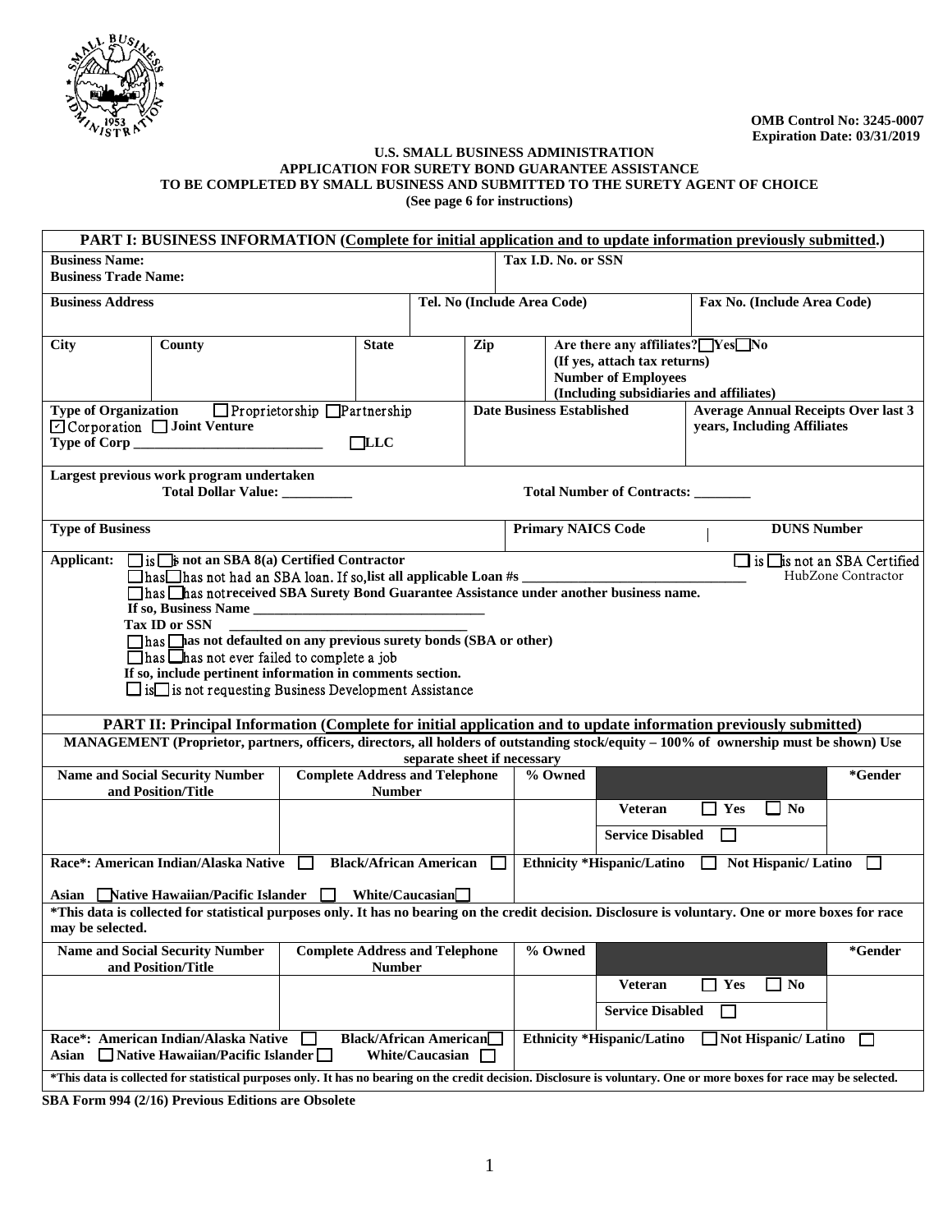OMB Control No: 3245-0007
Expiration Date: 03/31/2019

**U.S. SMALL BUSINESS ADMINISTRATION**
**APPLICATION FOR SURETY BOND GUARANTEE ASSISTANCE**
**TO BE COMPLETED BY SMALL BUSINESS AND SUBMITTED TO THE SURETY AGENT OF CHOICE**
**(See page 6 for instructions)**

## PART I: BUSINESS INFORMATION (Complete for initial application and to update information previously submitted.)

| | | |
|---|---|---|
| **Business Name:** **Business Trade Name:** | **Tax I.D. No. or SSN** | |
| **Business Address** | **Tel. No (Include Area Code)** | **Fax No. (Include Area Code)** |
| **City** / **County** / **State** / **Zip** | **Are there any affiliates?** ☐ Yes ☐ No (If yes, attach tax returns) **Number of Employees** (Including subsidiaries and affiliates) | |
| **Type of Organization** ☐ Proprietorship ☐ Partnership ☑ Corporation ☐ Joint Venture **Type of Corp** ______ ☐ LLC | **Date Business Established** | **Average Annual Receipts Over last 3 years, Including Affiliates** |

**Largest previous work program undertaken**
Total Dollar Value: __________ Total Number of Contracts: ________

| | | |
|---|---|---|
| **Type of Business** | **Primary NAICS Code** | **DUNS Number** |

**Applicant:** ☐ is ☐ is not an SBA 8(a) Certified Contractor ☐ is ☐ is not an SBA Certified HubZone Contractor

☐ has ☐ has not had an SBA loan. If so, list all applicable Loan #s ________________________________

☐ has ☐ has not received SBA Surety Bond Guarantee Assistance under another business name.

If so, Business Name ________________________________

Tax ID or SSN ________________________________

☐ has ☐ has not defaulted on any previous surety bonds (SBA or other)

☐ has ☐ has not ever failed to complete a job

If so, include pertinent information in comments section.

☐ is ☐ is not requesting Business Development Assistance

## PART II: Principal Information (Complete for initial application and to update information previously submitted)

**MANAGEMENT (Proprietor, partners, officers, directors, all holders of outstanding stock/equity – 100% of ownership must be shown) Use separate sheet if necessary**

| Name and Social Security Number and Position/Title | Complete Address and Telephone Number | % Owned | | *Gender |
|---|---|---|---|---|
| | | | Veteran ☐ Yes ☐ No | |
| | | | Service Disabled ☐ | |

Race*: American Indian/Alaska Native ☐ Black/African American ☐ Asian ☐ Native Hawaiian/Pacific Islander ☐ White/Caucasian ☐

Ethnicity *Hispanic/Latino ☐ Not Hispanic/ Latino ☐

*This data is collected for statistical purposes only. It has no bearing on the credit decision. Disclosure is voluntary. One or more boxes for race may be selected.

| Name and Social Security Number and Position/Title | Complete Address and Telephone Number | % Owned | | *Gender |
|---|---|---|---|---|
| | | | Veteran ☐ Yes ☐ No | |
| | | | Service Disabled ☐ | |

Race*: American Indian/Alaska Native ☐ Black/African American ☐ Asian ☐ Native Hawaiian/Pacific Islander ☐ White/Caucasian ☐

Ethnicity *Hispanic/Latino ☐ Not Hispanic/ Latino ☐

*This data is collected for statistical purposes only. It has no bearing on the credit decision. Disclosure is voluntary. One or more boxes for race may be selected.

**SBA Form 994 (2/16) Previous Editions are Obsolete**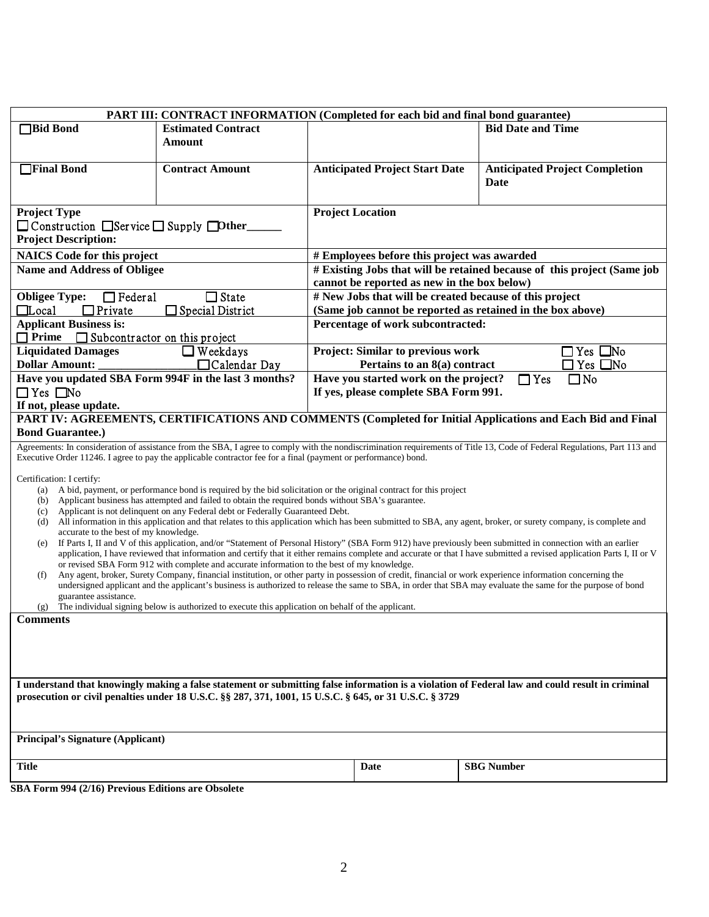## PART III: CONTRACT INFORMATION (Completed for each bid and final bond guarantee)

| ☐ Bid Bond | Estimated Contract Amount | | Bid Date and Time |
|---|---|---|---|
| ☐ Final Bond | Contract Amount | Anticipated Project Start Date | Anticipated Project Completion Date |

| | |
|---|---|
| **Project Type**<br>☐ Construction ☐ Service ☐ Supply ☐ Other______<br>**Project Description:** | **Project Location** |
| **NAICS Code for this project** | **# Employees before this project was awarded** |
| **Name and Address of Obligee** | **# Existing Jobs that will be retained because of this project (Same job cannot be reported as new in the box below)** |
| **Obligee Type:** ☐ Federal ☐ State ☐ Local ☐ Private ☐ Special District | **# New Jobs that will be created because of this project (Same job cannot be reported as retained in the box above)** |
| **Applicant Business is:**<br>☐ **Prime** ☐ Subcontractor on this project | **Percentage of work subcontracted:** |
| **Liquidated Damages** ☐ Weekdays<br>**Dollar Amount:** ________________ ☐ Calendar Day | **Project: Similar to previous work** ☐ Yes ☐ No<br>**Pertains to an 8(a) contract** ☐ Yes ☐ No |
| **Have you updated SBA Form 994F in the last 3 months?**<br>☐ Yes ☐ No<br>**If not, please update.** | **Have you started work on the project?** ☐ Yes ☐ No<br>**If yes, please complete SBA Form 991.** |

## PART IV: AGREEMENTS, CERTIFICATIONS AND COMMENTS (Completed for Initial Applications and Each Bid and Final Bond Guarantee.)

Agreements: In consideration of assistance from the SBA, I agree to comply with the nondiscrimination requirements of Title 13, Code of Federal Regulations, Part 113 and Executive Order 11246. I agree to pay the applicable contractor fee for a final (payment or performance) bond.

Certification: I certify:

(a) A bid, payment, or performance bond is required by the bid solicitation or the original contract for this project
(b) Applicant business has attempted and failed to obtain the required bonds without SBA's guarantee.
(c) Applicant is not delinquent on any Federal debt or Federally Guaranteed Debt.
(d) All information in this application and that relates to this application which has been submitted to SBA, any agent, broker, or surety company, is complete and accurate to the best of my knowledge.
(e) If Parts I, II and V of this application, and/or "Statement of Personal History" (SBA Form 912) have previously been submitted in connection with an earlier application, I have reviewed that information and certify that it either remains complete and accurate or that I have submitted a revised application Parts I, II or V or revised SBA Form 912 with complete and accurate information to the best of my knowledge.
(f) Any agent, broker, Surety Company, financial institution, or other party in possession of credit, financial or work experience information concerning the undersigned applicant and the applicant's business is authorized to release the same to SBA, in order that SBA may evaluate the same for the purpose of bond guarantee assistance.
(g) The individual signing below is authorized to execute this application on behalf of the applicant.

**Comments**

**I understand that knowingly making a false statement or submitting false information is a violation of Federal law and could result in criminal prosecution or civil penalties under 18 U.S.C. §§ 287, 371, 1001, 15 U.S.C. § 645, or 31 U.S.C. § 3729**

**Principal's Signature (Applicant)**

| Title | Date | SBG Number |
|---|---|---|
| | | |

**SBA Form 994 (2/16) Previous Editions are Obsolete**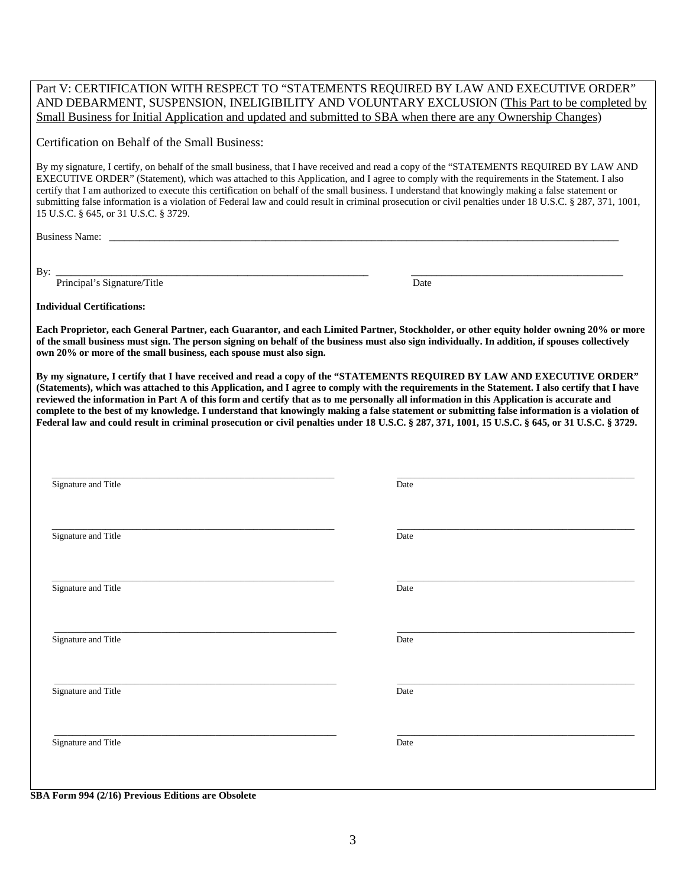Part V: CERTIFICATION WITH RESPECT TO "STATEMENTS REQUIRED BY LAW AND EXECUTIVE ORDER" AND DEBARMENT, SUSPENSION, INELIGIBILITY AND VOLUNTARY EXCLUSION (<u>This Part to be completed by Small Business for Initial Application and updated and submitted to SBA when there are any Ownership Changes</u>)

Certification on Behalf of the Small Business:

By my signature, I certify, on behalf of the small business, that I have received and read a copy of the "STATEMENTS REQUIRED BY LAW AND EXECUTIVE ORDER" (Statement), which was attached to this Application, and I agree to comply with the requirements in the Statement. I also certify that I am authorized to execute this certification on behalf of the small business. I understand that knowingly making a false statement or submitting false information is a violation of Federal law and could result in criminal prosecution or civil penalties under 18 U.S.C. § 287, 371, 1001, 15 U.S.C. § 645, or 31 U.S.C. § 3729.

Business Name: ______________________________________________

By: ______________________________________________ ______________________________
Principal's Signature/Title Date

**Individual Certifications:**

**Each Proprietor, each General Partner, each Guarantor, and each Limited Partner, Stockholder, or other equity holder owning 20% or more of the small business must sign. The person signing on behalf of the business must also sign individually. In addition, if spouses collectively own 20% or more of the small business, each spouse must also sign.**

**By my signature, I certify that I have received and read a copy of the "STATEMENTS REQUIRED BY LAW AND EXECUTIVE ORDER" (Statements), which was attached to this Application, and I agree to comply with the requirements in the Statement. I also certify that I have reviewed the information in Part A of this form and certify that as to me personally all information in this Application is accurate and complete to the best of my knowledge. I understand that knowingly making a false statement or submitting false information is a violation of Federal law and could result in criminal prosecution or civil penalties under 18 U.S.C. § 287, 371, 1001, 15 U.S.C. § 645, or 31 U.S.C. § 3729.**

______________________________________________ ______________________________
Signature and Title Date

______________________________________________ ______________________________
Signature and Title Date

______________________________________________ ______________________________
Signature and Title Date

______________________________________________ ______________________________
Signature and Title Date

______________________________________________ ______________________________
Signature and Title Date

______________________________________________ ______________________________
Signature and Title Date

**SBA Form 994 (2/16) Previous Editions are Obsolete**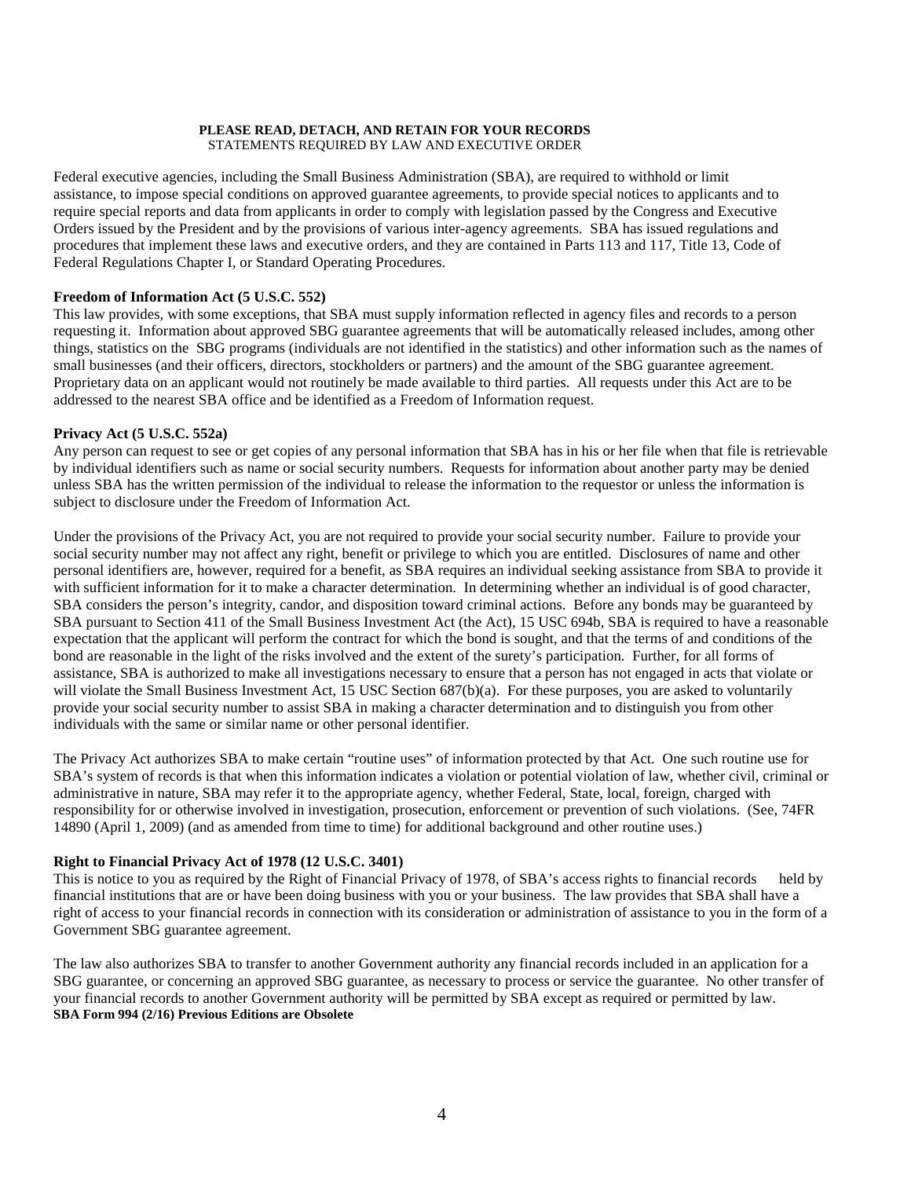**PLEASE READ, DETACH, AND RETAIN FOR YOUR RECORDS**
STATEMENTS REQUIRED BY LAW AND EXECUTIVE ORDER

Federal executive agencies, including the Small Business Administration (SBA), are required to withhold or limit assistance, to impose special conditions on approved guarantee agreements, to provide special notices to applicants and to require special reports and data from applicants in order to comply with legislation passed by the Congress and Executive Orders issued by the President and by the provisions of various inter-agency agreements. SBA has issued regulations and procedures that implement these laws and executive orders, and they are contained in Parts 113 and 117, Title 13, Code of Federal Regulations Chapter I, or Standard Operating Procedures.

**Freedom of Information Act (5 U.S.C. 552)**
This law provides, with some exceptions, that SBA must supply information reflected in agency files and records to a person requesting it. Information about approved SBG guarantee agreements that will be automatically released includes, among other things, statistics on the SBG programs (individuals are not identified in the statistics) and other information such as the names of small businesses (and their officers, directors, stockholders or partners) and the amount of the SBG guarantee agreement. Proprietary data on an applicant would not routinely be made available to third parties. All requests under this Act are to be addressed to the nearest SBA office and be identified as a Freedom of Information request.

**Privacy Act (5 U.S.C. 552a)**
Any person can request to see or get copies of any personal information that SBA has in his or her file when that file is retrievable by individual identifiers such as name or social security numbers. Requests for information about another party may be denied unless SBA has the written permission of the individual to release the information to the requestor or unless the information is subject to disclosure under the Freedom of Information Act.

Under the provisions of the Privacy Act, you are not required to provide your social security number. Failure to provide your social security number may not affect any right, benefit or privilege to which you are entitled. Disclosures of name and other personal identifiers are, however, required for a benefit, as SBA requires an individual seeking assistance from SBA to provide it with sufficient information for it to make a character determination. In determining whether an individual is of good character, SBA considers the person's integrity, candor, and disposition toward criminal actions. Before any bonds may be guaranteed by SBA pursuant to Section 411 of the Small Business Investment Act (the Act), 15 USC 694b, SBA is required to have a reasonable expectation that the applicant will perform the contract for which the bond is sought, and that the terms of and conditions of the bond are reasonable in the light of the risks involved and the extent of the surety's participation. Further, for all forms of assistance, SBA is authorized to make all investigations necessary to ensure that a person has not engaged in acts that violate or will violate the Small Business Investment Act, 15 USC Section 687(b)(a). For these purposes, you are asked to voluntarily provide your social security number to assist SBA in making a character determination and to distinguish you from other individuals with the same or similar name or other personal identifier.

The Privacy Act authorizes SBA to make certain "routine uses" of information protected by that Act. One such routine use for SBA's system of records is that when this information indicates a violation or potential violation of law, whether civil, criminal or administrative in nature, SBA may refer it to the appropriate agency, whether Federal, State, local, foreign, charged with responsibility for or otherwise involved in investigation, prosecution, enforcement or prevention of such violations. (See, 74FR 14890 (April 1, 2009) (and as amended from time to time) for additional background and other routine uses.)

**Right to Financial Privacy Act of 1978 (12 U.S.C. 3401)**
This is notice to you as required by the Right of Financial Privacy of 1978, of SBA's access rights to financial records held by financial institutions that are or have been doing business with you or your business. The law provides that SBA shall have a right of access to your financial records in connection with its consideration or administration of assistance to you in the form of a Government SBG guarantee agreement.

The law also authorizes SBA to transfer to another Government authority any financial records included in an application for a SBG guarantee, or concerning an approved SBG guarantee, as necessary to process or service the guarantee. No other transfer of your financial records to another Government authority will be permitted by SBA except as required or permitted by law.

**SBA Form 994 (2/16) Previous Editions are Obsolete**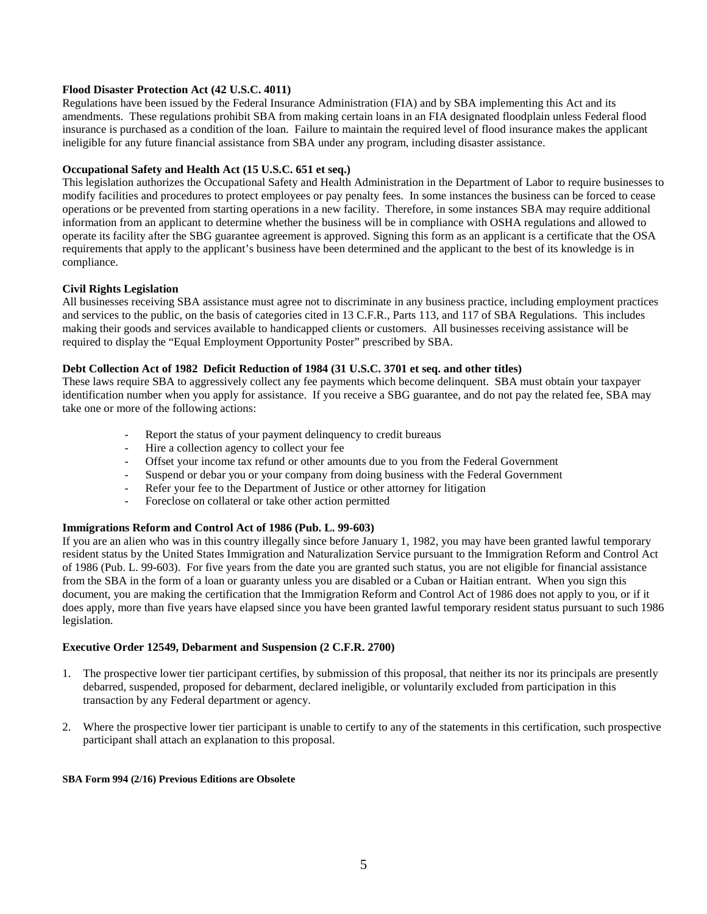**Flood Disaster Protection Act (42 U.S.C. 4011)**

Regulations have been issued by the Federal Insurance Administration (FIA) and by SBA implementing this Act and its amendments. These regulations prohibit SBA from making certain loans in an FIA designated floodplain unless Federal flood insurance is purchased as a condition of the loan. Failure to maintain the required level of flood insurance makes the applicant ineligible for any future financial assistance from SBA under any program, including disaster assistance.

**Occupational Safety and Health Act (15 U.S.C. 651 et seq.)**

This legislation authorizes the Occupational Safety and Health Administration in the Department of Labor to require businesses to modify facilities and procedures to protect employees or pay penalty fees. In some instances the business can be forced to cease operations or be prevented from starting operations in a new facility. Therefore, in some instances SBA may require additional information from an applicant to determine whether the business will be in compliance with OSHA regulations and allowed to operate its facility after the SBG guarantee agreement is approved. Signing this form as an applicant is a certificate that the OSA requirements that apply to the applicant's business have been determined and the applicant to the best of its knowledge is in compliance.

**Civil Rights Legislation**

All businesses receiving SBA assistance must agree not to discriminate in any business practice, including employment practices and services to the public, on the basis of categories cited in 13 C.F.R., Parts 113, and 117 of SBA Regulations. This includes making their goods and services available to handicapped clients or customers. All businesses receiving assistance will be required to display the "Equal Employment Opportunity Poster" prescribed by SBA.

**Debt Collection Act of 1982 Deficit Reduction of 1984 (31 U.S.C. 3701 et seq. and other titles)**

These laws require SBA to aggressively collect any fee payments which become delinquent. SBA must obtain your taxpayer identification number when you apply for assistance. If you receive a SBG guarantee, and do not pay the related fee, SBA may take one or more of the following actions:

- Report the status of your payment delinquency to credit bureaus
- Hire a collection agency to collect your fee
- Offset your income tax refund or other amounts due to you from the Federal Government
- Suspend or debar you or your company from doing business with the Federal Government
- Refer your fee to the Department of Justice or other attorney for litigation
- Foreclose on collateral or take other action permitted

**Immigrations Reform and Control Act of 1986 (Pub. L. 99-603)**

If you are an alien who was in this country illegally since before January 1, 1982, you may have been granted lawful temporary resident status by the United States Immigration and Naturalization Service pursuant to the Immigration Reform and Control Act of 1986 (Pub. L. 99-603). For five years from the date you are granted such status, you are not eligible for financial assistance from the SBA in the form of a loan or guaranty unless you are disabled or a Cuban or Haitian entrant. When you sign this document, you are making the certification that the Immigration Reform and Control Act of 1986 does not apply to you, or if it does apply, more than five years have elapsed since you have been granted lawful temporary resident status pursuant to such 1986 legislation.

**Executive Order 12549, Debarment and Suspension (2 C.F.R. 2700)**

1. The prospective lower tier participant certifies, by submission of this proposal, that neither its nor its principals are presently debarred, suspended, proposed for debarment, declared ineligible, or voluntarily excluded from participation in this transaction by any Federal department or agency.

2. Where the prospective lower tier participant is unable to certify to any of the statements in this certification, such prospective participant shall attach an explanation to this proposal.

**SBA Form 994 (2/16) Previous Editions are Obsolete**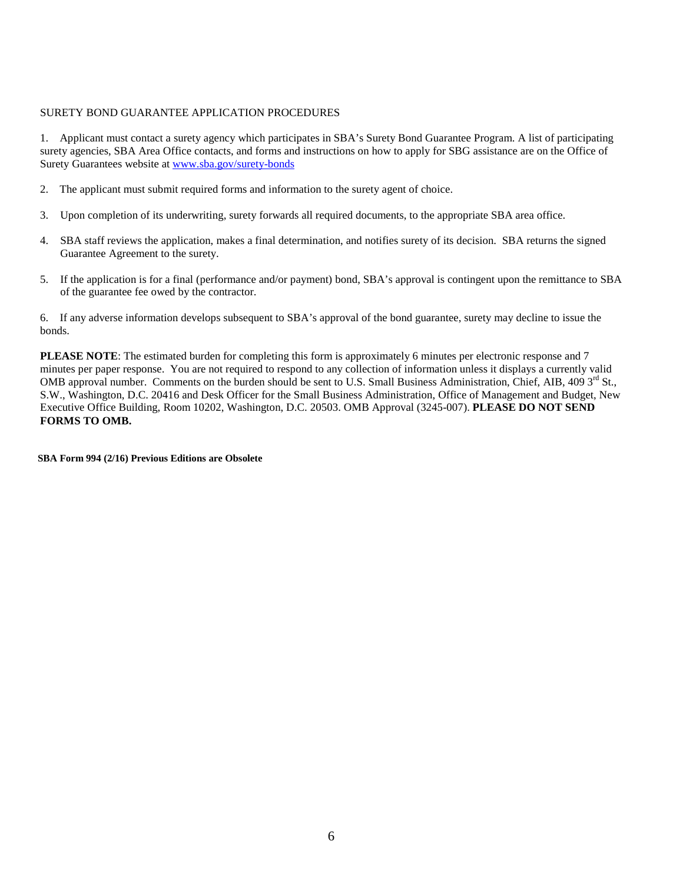SURETY BOND GUARANTEE APPLICATION PROCEDURES

1. Applicant must contact a surety agency which participates in SBA's Surety Bond Guarantee Program. A list of participating surety agencies, SBA Area Office contacts, and forms and instructions on how to apply for SBG assistance are on the Office of Surety Guarantees website at [www.sba.gov/surety-bonds](http://www.sba.gov/surety-bonds)

2. The applicant must submit required forms and information to the surety agent of choice.

3. Upon completion of its underwriting, surety forwards all required documents, to the appropriate SBA area office.

4. SBA staff reviews the application, makes a final determination, and notifies surety of its decision. SBA returns the signed Guarantee Agreement to the surety.

5. If the application is for a final (performance and/or payment) bond, SBA's approval is contingent upon the remittance to SBA of the guarantee fee owed by the contractor.

6. If any adverse information develops subsequent to SBA's approval of the bond guarantee, surety may decline to issue the bonds.

**PLEASE NOTE**: The estimated burden for completing this form is approximately 6 minutes per electronic response and 7 minutes per paper response. You are not required to respond to any collection of information unless it displays a currently valid OMB approval number. Comments on the burden should be sent to U.S. Small Business Administration, Chief, AIB, 409 3rd St., S.W., Washington, D.C. 20416 and Desk Officer for the Small Business Administration, Office of Management and Budget, New Executive Office Building, Room 10202, Washington, D.C. 20503. OMB Approval (3245-007). **PLEASE DO NOT SEND FORMS TO OMB.**

**SBA Form 994 (2/16) Previous Editions are Obsolete**